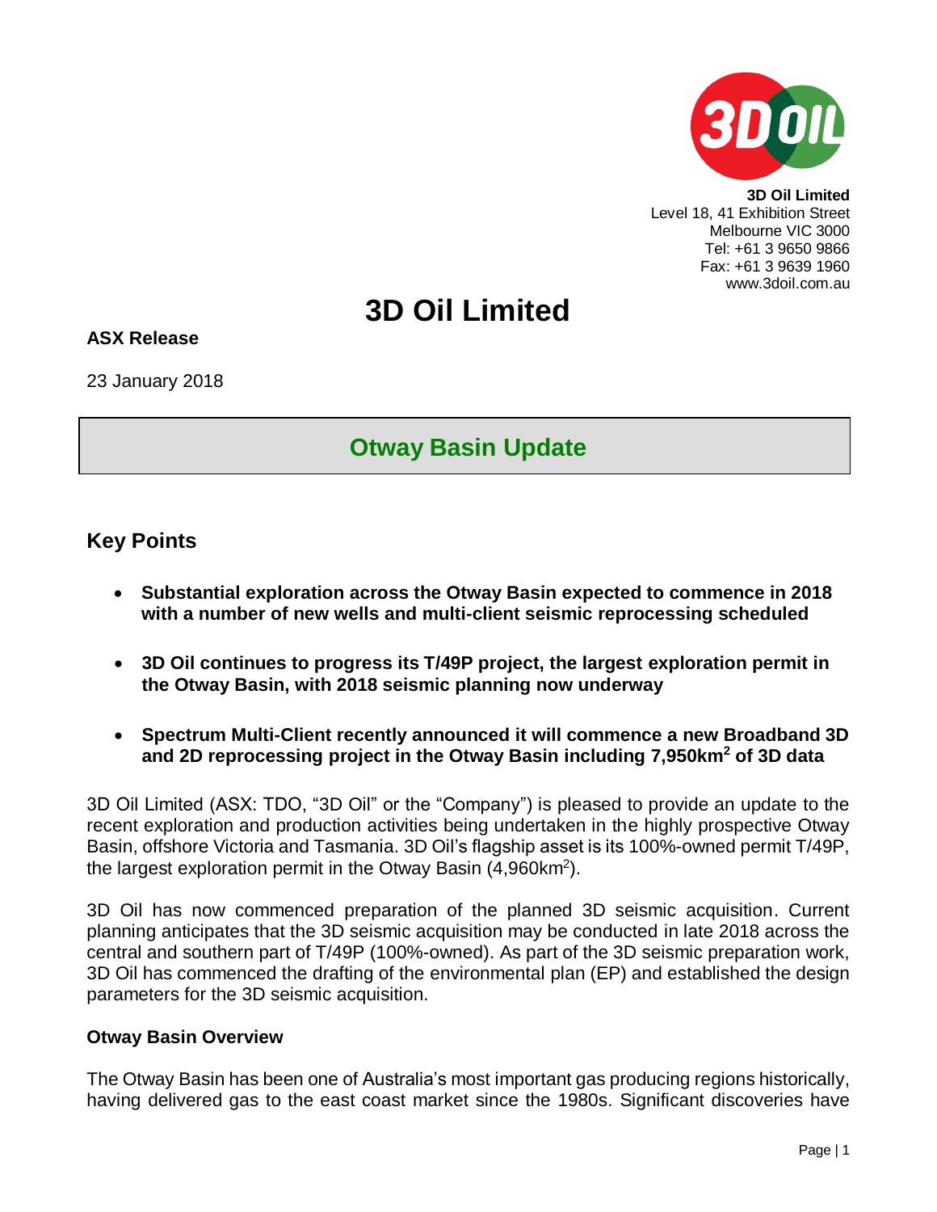**3D Oil Limited**
Level 18, 41 Exhibition Street
Melbourne VIC 3000
Tel: +61 3 9650 9866
Fax: +61 3 9639 1960
www.3doil.com.au

# 3D Oil Limited

**ASX Release**

23 January 2018

## Otway Basin Update

## Key Points

- **Substantial exploration across the Otway Basin expected to commence in 2018 with a number of new wells and multi-client seismic reprocessing scheduled**
- **3D Oil continues to progress its T/49P project, the largest exploration permit in the Otway Basin, with 2018 seismic planning now underway**
- **Spectrum Multi-Client recently announced it will commence a new Broadband 3D and 2D reprocessing project in the Otway Basin including 7,950km$^2$ of 3D data**

3D Oil Limited (ASX: TDO, "3D Oil" or the "Company") is pleased to provide an update to the recent exploration and production activities being undertaken in the highly prospective Otway Basin, offshore Victoria and Tasmania. 3D Oil's flagship asset is its 100%-owned permit T/49P, the largest exploration permit in the Otway Basin (4,960km$^2$).

3D Oil has now commenced preparation of the planned 3D seismic acquisition. Current planning anticipates that the 3D seismic acquisition may be conducted in late 2018 across the central and southern part of T/49P (100%-owned). As part of the 3D seismic preparation work, 3D Oil has commenced the drafting of the environmental plan (EP) and established the design parameters for the 3D seismic acquisition.

**Otway Basin Overview**

The Otway Basin has been one of Australia's most important gas producing regions historically, having delivered gas to the east coast market since the 1980s. Significant discoveries have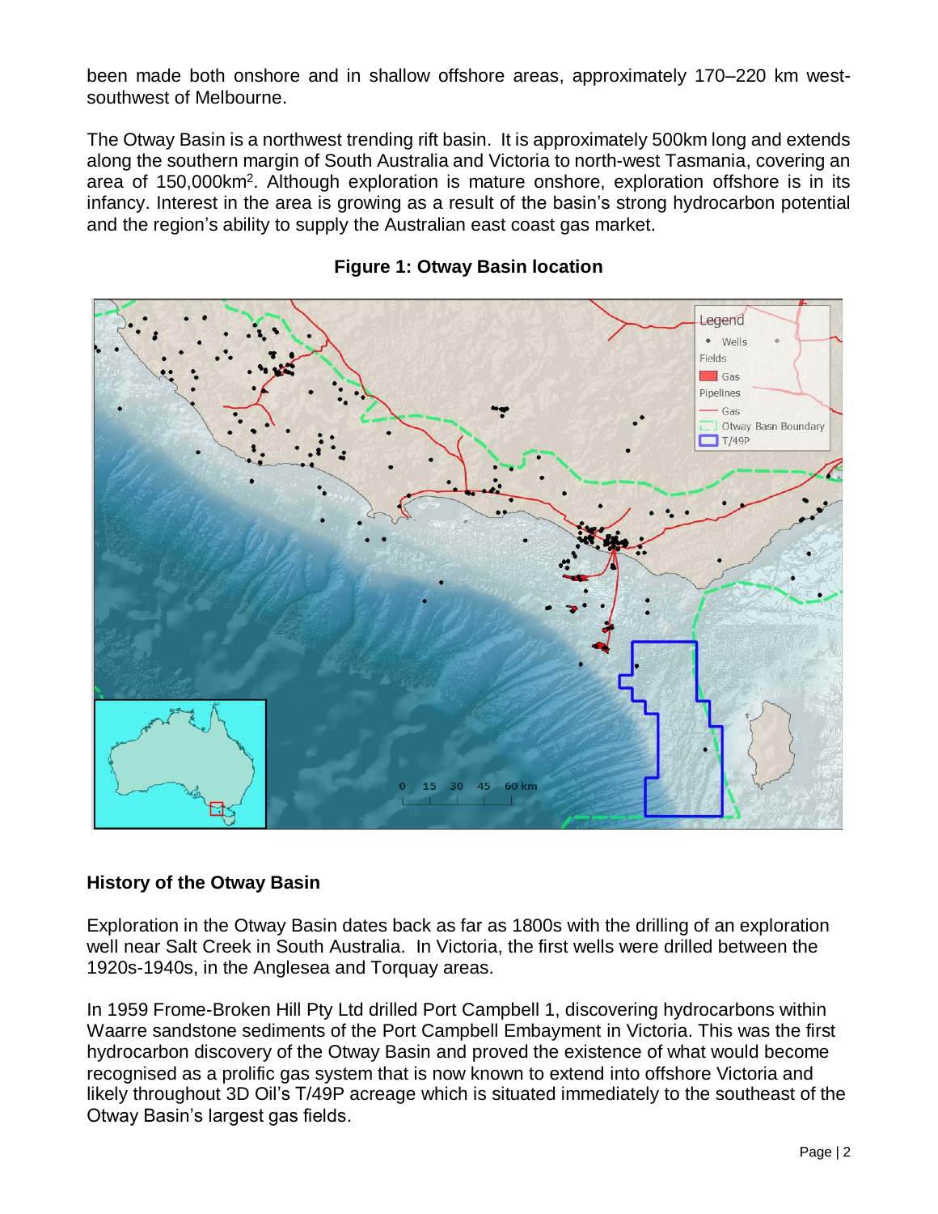been made both onshore and in shallow offshore areas, approximately 170–220 km west-southwest of Melbourne.

The Otway Basin is a northwest trending rift basin. It is approximately 500km long and extends along the southern margin of South Australia and Victoria to north-west Tasmania, covering an area of 150,000km$^2$. Although exploration is mature onshore, exploration offshore is in its infancy. Interest in the area is growing as a result of the basin's strong hydrocarbon potential and the region's ability to supply the Australian east coast gas market.

**Figure 1: Otway Basin location**

## History of the Otway Basin

Exploration in the Otway Basin dates back as far as 1800s with the drilling of an exploration well near Salt Creek in South Australia. In Victoria, the first wells were drilled between the 1920s-1940s, in the Anglesea and Torquay areas.

In 1959 Frome-Broken Hill Pty Ltd drilled Port Campbell 1, discovering hydrocarbons within Waarre sandstone sediments of the Port Campbell Embayment in Victoria. This was the first hydrocarbon discovery of the Otway Basin and proved the existence of what would become recognised as a prolific gas system that is now known to extend into offshore Victoria and likely throughout 3D Oil's T/49P acreage which is situated immediately to the southeast of the Otway Basin's largest gas fields.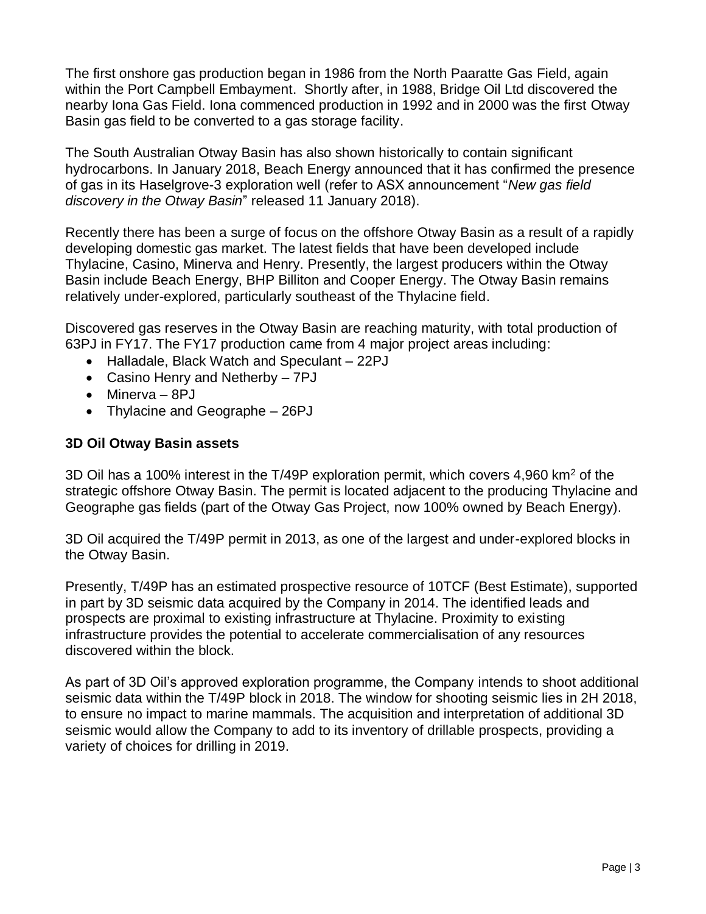The first onshore gas production began in 1986 from the North Paaratte Gas Field, again within the Port Campbell Embayment. Shortly after, in 1988, Bridge Oil Ltd discovered the nearby Iona Gas Field. Iona commenced production in 1992 and in 2000 was the first Otway Basin gas field to be converted to a gas storage facility.

The South Australian Otway Basin has also shown historically to contain significant hydrocarbons. In January 2018, Beach Energy announced that it has confirmed the presence of gas in its Haselgrove-3 exploration well (refer to ASX announcement "*New gas field discovery in the Otway Basin*" released 11 January 2018).

Recently there has been a surge of focus on the offshore Otway Basin as a result of a rapidly developing domestic gas market. The latest fields that have been developed include Thylacine, Casino, Minerva and Henry. Presently, the largest producers within the Otway Basin include Beach Energy, BHP Billiton and Cooper Energy. The Otway Basin remains relatively under-explored, particularly southeast of the Thylacine field.

Discovered gas reserves in the Otway Basin are reaching maturity, with total production of 63PJ in FY17. The FY17 production came from 4 major project areas including:

- Halladale, Black Watch and Speculant – 22PJ
- Casino Henry and Netherby – 7PJ
- Minerva – 8PJ
- Thylacine and Geographe – 26PJ

**3D Oil Otway Basin assets**

3D Oil has a 100% interest in the T/49P exploration permit, which covers 4,960 km$^2$ of the strategic offshore Otway Basin. The permit is located adjacent to the producing Thylacine and Geographe gas fields (part of the Otway Gas Project, now 100% owned by Beach Energy).

3D Oil acquired the T/49P permit in 2013, as one of the largest and under-explored blocks in the Otway Basin.

Presently, T/49P has an estimated prospective resource of 10TCF (Best Estimate), supported in part by 3D seismic data acquired by the Company in 2014. The identified leads and prospects are proximal to existing infrastructure at Thylacine. Proximity to existing infrastructure provides the potential to accelerate commercialisation of any resources discovered within the block.

As part of 3D Oil's approved exploration programme, the Company intends to shoot additional seismic data within the T/49P block in 2018. The window for shooting seismic lies in 2H 2018, to ensure no impact to marine mammals. The acquisition and interpretation of additional 3D seismic would allow the Company to add to its inventory of drillable prospects, providing a variety of choices for drilling in 2019.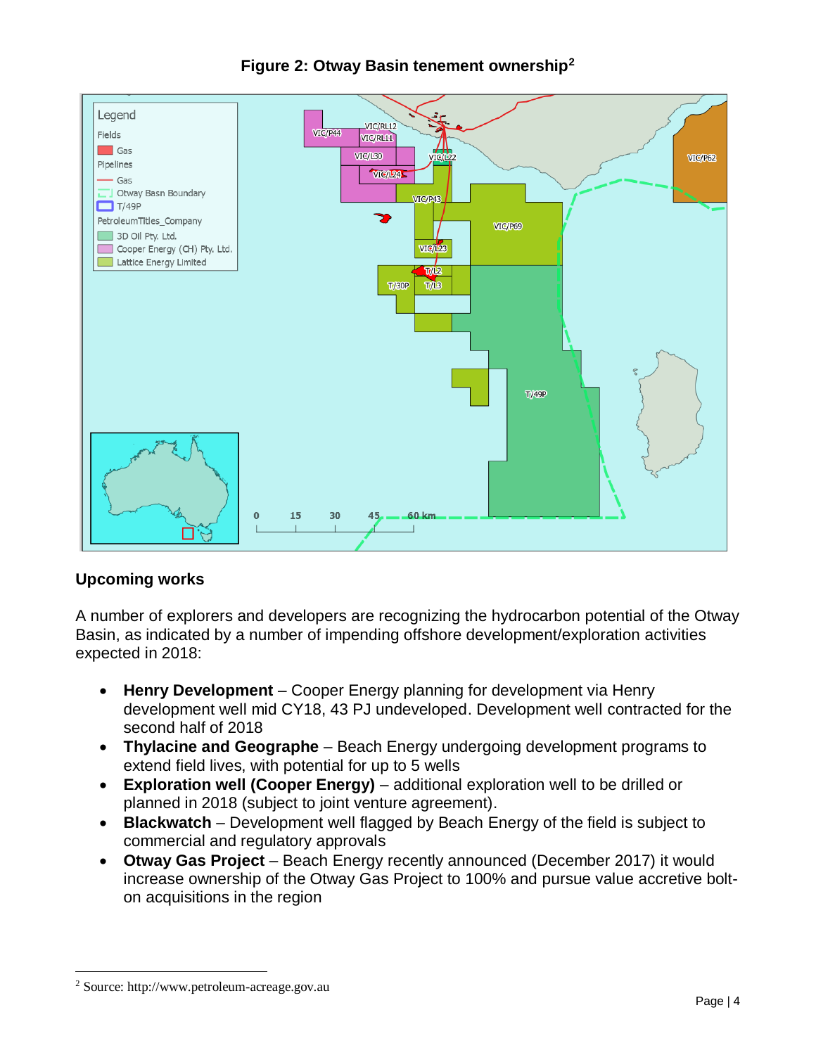**Figure 2: Otway Basin tenement ownership[2]**

## Upcoming works

A number of explorers and developers are recognizing the hydrocarbon potential of the Otway Basin, as indicated by a number of impending offshore development/exploration activities expected in 2018:

- **Henry Development** – Cooper Energy planning for development via Henry development well mid CY18, 43 PJ undeveloped. Development well contracted for the second half of 2018
- **Thylacine and Geographe** – Beach Energy undergoing development programs to extend field lives, with potential for up to 5 wells
- **Exploration well (Cooper Energy)** – additional exploration well to be drilled or planned in 2018 (subject to joint venture agreement).
- **Blackwatch** – Development well flagged by Beach Energy of the field is subject to commercial and regulatory approvals
- **Otway Gas Project** – Beach Energy recently announced (December 2017) it would increase ownership of the Otway Gas Project to 100% and pursue value accretive bolt-on acquisitions in the region

---

[2] Source: http://www.petroleum-acreage.gov.au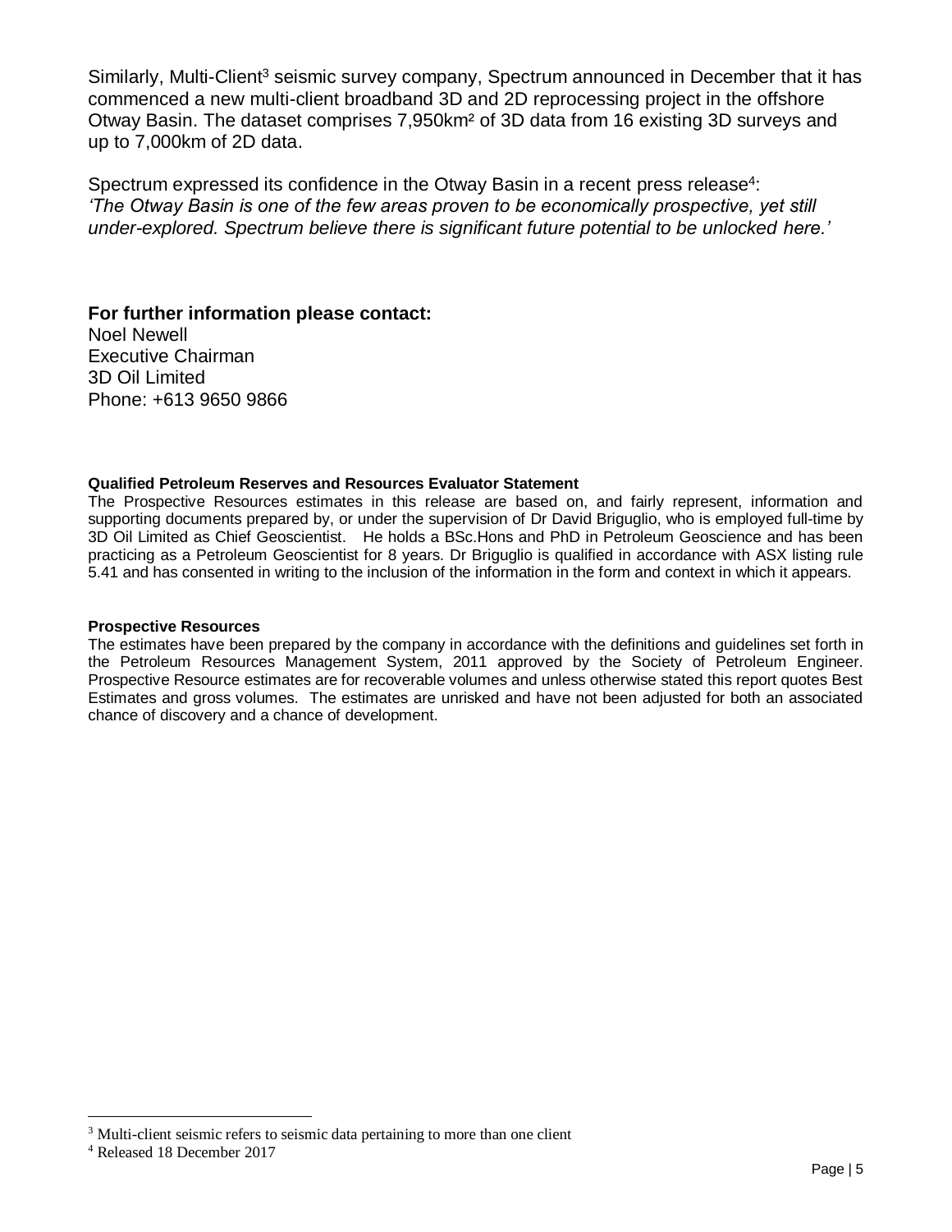Similarly, Multi-Client[3] seismic survey company, Spectrum announced in December that it has commenced a new multi-client broadband 3D and 2D reprocessing project in the offshore Otway Basin. The dataset comprises 7,950km² of 3D data from 16 existing 3D surveys and up to 7,000km of 2D data.

Spectrum expressed its confidence in the Otway Basin in a recent press release[4]:
*'The Otway Basin is one of the few areas proven to be economically prospective, yet still under-explored. Spectrum believe there is significant future potential to be unlocked here.'*

**For further information please contact:**
Noel Newell
Executive Chairman
3D Oil Limited
Phone: +613 9650 9866

**Qualified Petroleum Reserves and Resources Evaluator Statement**
The Prospective Resources estimates in this release are based on, and fairly represent, information and supporting documents prepared by, or under the supervision of Dr David Briguglio, who is employed full-time by 3D Oil Limited as Chief Geoscientist. He holds a BSc.Hons and PhD in Petroleum Geoscience and has been practicing as a Petroleum Geoscientist for 8 years. Dr Briguglio is qualified in accordance with ASX listing rule 5.41 and has consented in writing to the inclusion of the information in the form and context in which it appears.

**Prospective Resources**
The estimates have been prepared by the company in accordance with the definitions and guidelines set forth in the Petroleum Resources Management System, 2011 approved by the Society of Petroleum Engineer. Prospective Resource estimates are for recoverable volumes and unless otherwise stated this report quotes Best Estimates and gross volumes. The estimates are unrisked and have not been adjusted for both an associated chance of discovery and a chance of development.

[3] Multi-client seismic refers to seismic data pertaining to more than one client
[4] Released 18 December 2017